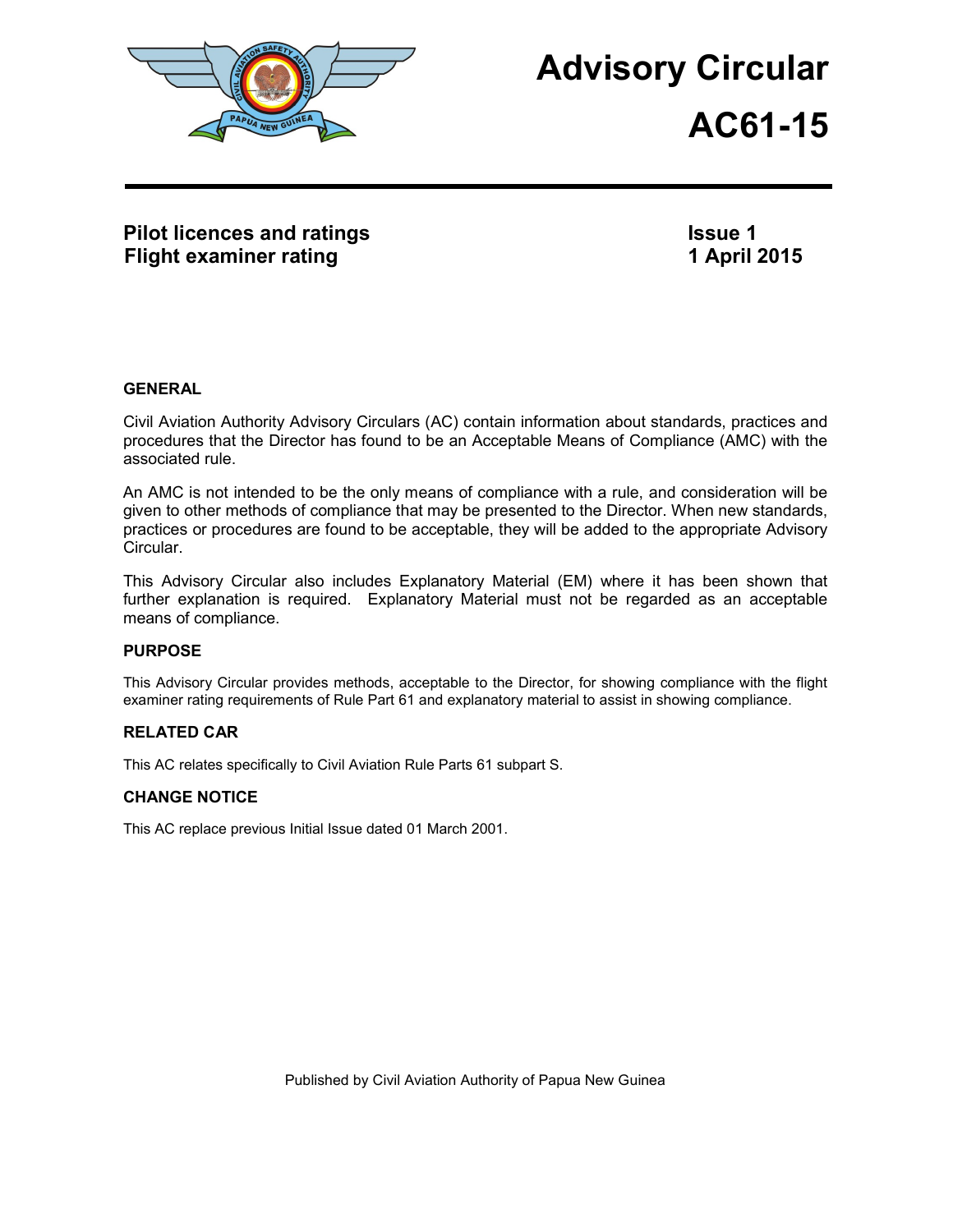# Advisory Circular

# AC61-15

**Pilot licences and ratings**
**Flight examiner rating**

**Issue 1**
**1 April 2015**

### GENERAL

Civil Aviation Authority Advisory Circulars (AC) contain information about standards, practices and procedures that the Director has found to be an Acceptable Means of Compliance (AMC) with the associated rule.

An AMC is not intended to be the only means of compliance with a rule, and consideration will be given to other methods of compliance that may be presented to the Director. When new standards, practices or procedures are found to be acceptable, they will be added to the appropriate Advisory Circular.

This Advisory Circular also includes Explanatory Material (EM) where it has been shown that further explanation is required. Explanatory Material must not be regarded as an acceptable means of compliance.

### PURPOSE

This Advisory Circular provides methods, acceptable to the Director, for showing compliance with the flight examiner rating requirements of Rule Part 61 and explanatory material to assist in showing compliance.

### RELATED CAR

This AC relates specifically to Civil Aviation Rule Parts 61 subpart S.

### CHANGE NOTICE

This AC replace previous Initial Issue dated 01 March 2001.

Published by Civil Aviation Authority of Papua New Guinea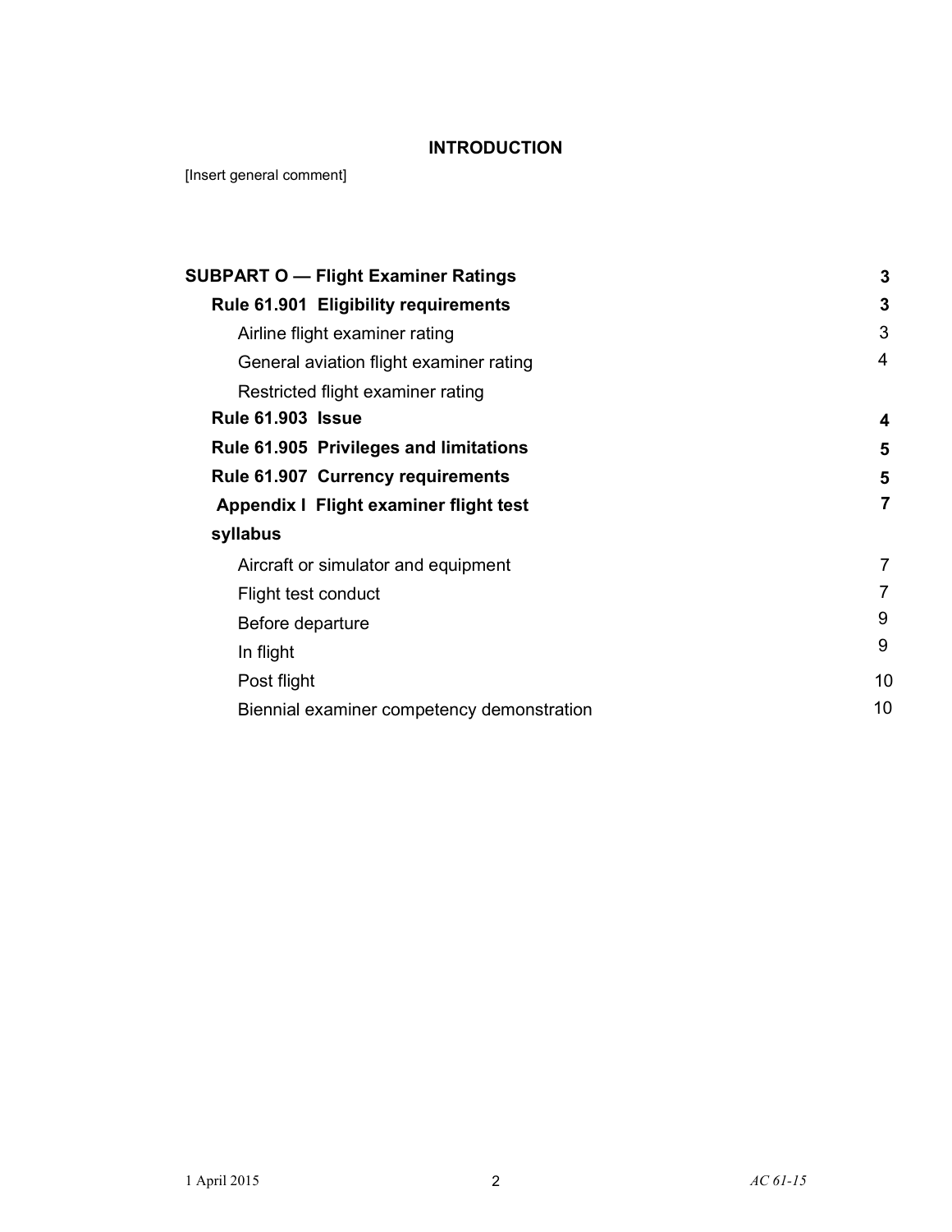## INTRODUCTION

[Insert general comment]

| | |
|---|---|
| **SUBPART O — Flight Examiner Ratings** | **3** |
| **Rule 61.901 Eligibility requirements** | **3** |
| Airline flight examiner rating | 3 |
| General aviation flight examiner rating | 4 |
| Restricted flight examiner rating | |
| **Rule 61.903 Issue** | **4** |
| **Rule 61.905 Privileges and limitations** | **5** |
| **Rule 61.907 Currency requirements** | **5** |
| **Appendix I Flight examiner flight test syllabus** | **7** |
| Aircraft or simulator and equipment | 7 |
| Flight test conduct | 7 |
| Before departure | 9 |
| In flight | 9 |
| Post flight | 10 |
| Biennial examiner competency demonstration | 10 |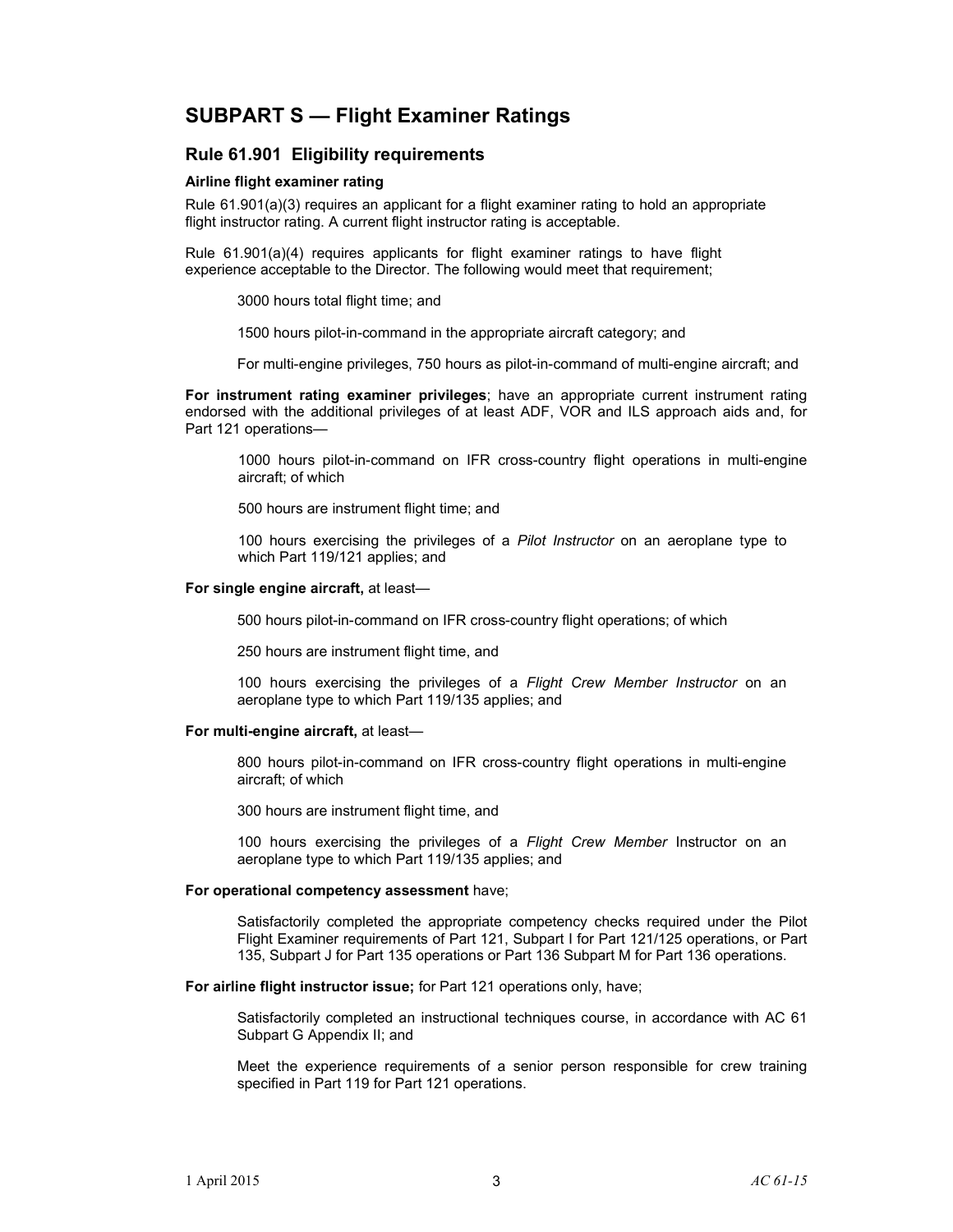# SUBPART S — Flight Examiner Ratings

## Rule 61.901 Eligibility requirements

### Airline flight examiner rating

Rule 61.901(a)(3) requires an applicant for a flight examiner rating to hold an appropriate flight instructor rating. A current flight instructor rating is acceptable.

Rule 61.901(a)(4) requires applicants for flight examiner ratings to have flight experience acceptable to the Director. The following would meet that requirement;

> 3000 hours total flight time; and
>
> 1500 hours pilot-in-command in the appropriate aircraft category; and
>
> For multi-engine privileges, 750 hours as pilot-in-command of multi-engine aircraft; and

**For instrument rating examiner privileges**; have an appropriate current instrument rating endorsed with the additional privileges of at least ADF, VOR and ILS approach aids and, for Part 121 operations—

> 1000 hours pilot-in-command on IFR cross-country flight operations in multi-engine aircraft; of which
>
> 500 hours are instrument flight time; and
>
> 100 hours exercising the privileges of a *Pilot Instructor* on an aeroplane type to which Part 119/121 applies; and

**For single engine aircraft,** at least—

> 500 hours pilot-in-command on IFR cross-country flight operations; of which
>
> 250 hours are instrument flight time, and
>
> 100 hours exercising the privileges of a *Flight Crew Member Instructor* on an aeroplane type to which Part 119/135 applies; and

**For multi-engine aircraft,** at least—

> 800 hours pilot-in-command on IFR cross-country flight operations in multi-engine aircraft; of which
>
> 300 hours are instrument flight time, and
>
> 100 hours exercising the privileges of a *Flight Crew Member* Instructor on an aeroplane type to which Part 119/135 applies; and

**For operational competency assessment** have;

> Satisfactorily completed the appropriate competency checks required under the Pilot Flight Examiner requirements of Part 121, Subpart I for Part 121/125 operations, or Part 135, Subpart J for Part 135 operations or Part 136 Subpart M for Part 136 operations.

**For airline flight instructor issue;** for Part 121 operations only, have;

> Satisfactorily completed an instructional techniques course, in accordance with AC 61 Subpart G Appendix II; and
>
> Meet the experience requirements of a senior person responsible for crew training specified in Part 119 for Part 121 operations.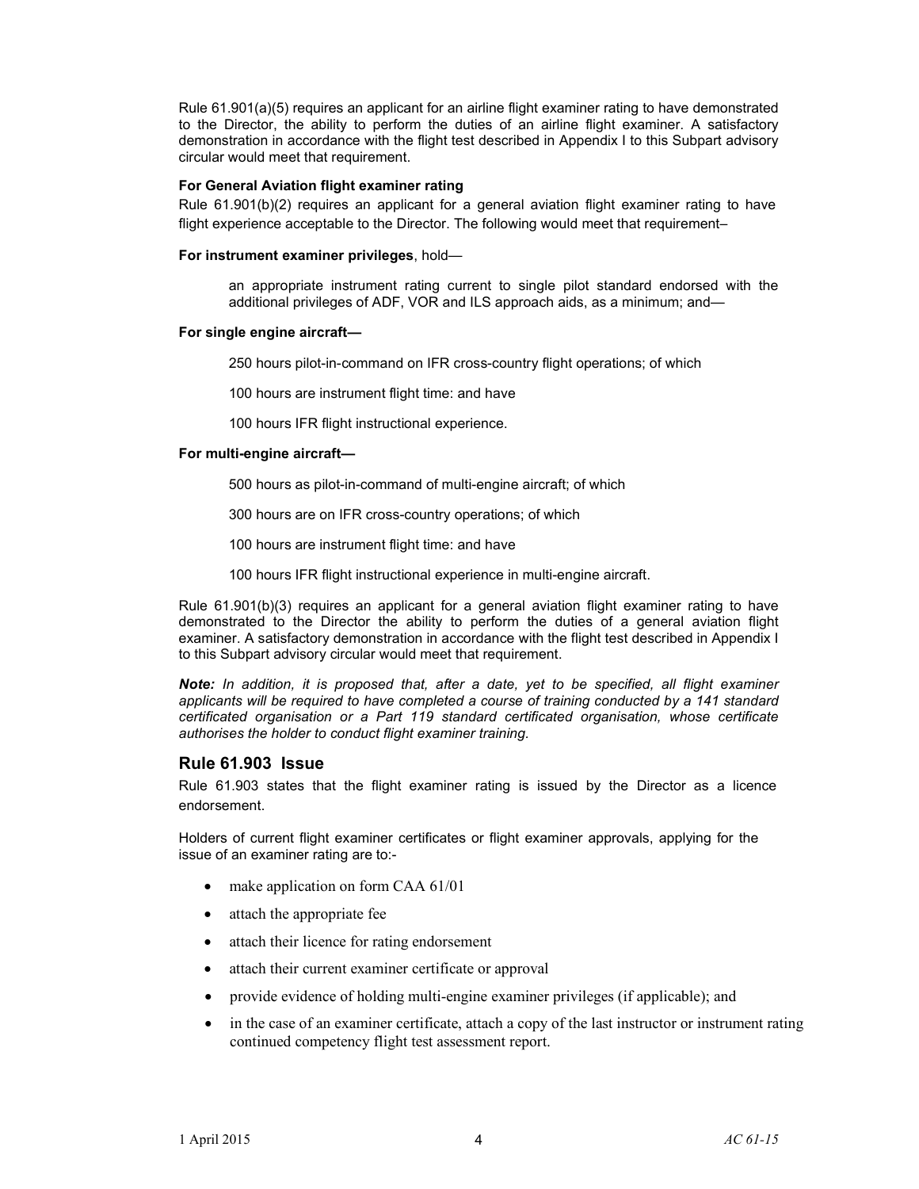Rule 61.901(a)(5) requires an applicant for an airline flight examiner rating to have demonstrated to the Director, the ability to perform the duties of an airline flight examiner. A satisfactory demonstration in accordance with the flight test described in Appendix I to this Subpart advisory circular would meet that requirement.

**For General Aviation flight examiner rating**

Rule 61.901(b)(2) requires an applicant for a general aviation flight examiner rating to have flight experience acceptable to the Director. The following would meet that requirement–

**For instrument examiner privileges**, hold—

> an appropriate instrument rating current to single pilot standard endorsed with the additional privileges of ADF, VOR and ILS approach aids, as a minimum; and—

**For single engine aircraft—**

> 250 hours pilot-in-command on IFR cross-country flight operations; of which
>
> 100 hours are instrument flight time: and have
>
> 100 hours IFR flight instructional experience.

**For multi-engine aircraft—**

> 500 hours as pilot-in-command of multi-engine aircraft; of which
>
> 300 hours are on IFR cross-country operations; of which
>
> 100 hours are instrument flight time: and have
>
> 100 hours IFR flight instructional experience in multi-engine aircraft.

Rule 61.901(b)(3) requires an applicant for a general aviation flight examiner rating to have demonstrated to the Director the ability to perform the duties of a general aviation flight examiner. A satisfactory demonstration in accordance with the flight test described in Appendix I to this Subpart advisory circular would meet that requirement.

***Note:*** *In addition, it is proposed that, after a date, yet to be specified, all flight examiner applicants will be required to have completed a course of training conducted by a 141 standard certificated organisation or a Part 119 standard certificated organisation, whose certificate authorises the holder to conduct flight examiner training.*

## Rule 61.903 Issue

Rule 61.903 states that the flight examiner rating is issued by the Director as a licence endorsement.

Holders of current flight examiner certificates or flight examiner approvals, applying for the issue of an examiner rating are to:-

- make application on form CAA 61/01
- attach the appropriate fee
- attach their licence for rating endorsement
- attach their current examiner certificate or approval
- provide evidence of holding multi-engine examiner privileges (if applicable); and
- in the case of an examiner certificate, attach a copy of the last instructor or instrument rating continued competency flight test assessment report.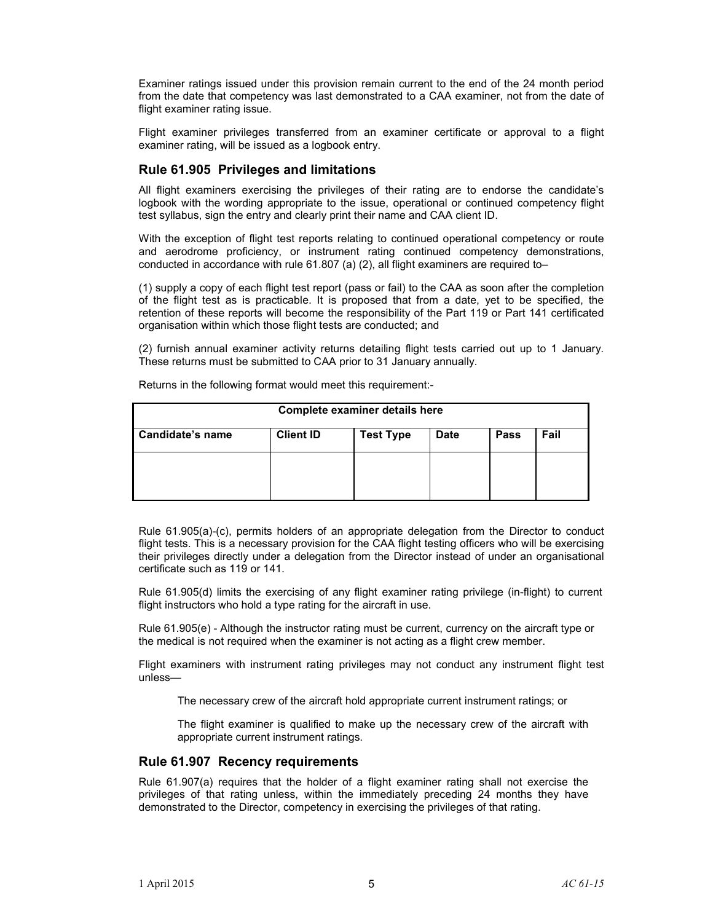Examiner ratings issued under this provision remain current to the end of the 24 month period from the date that competency was last demonstrated to a CAA examiner, not from the date of flight examiner rating issue.

Flight examiner privileges transferred from an examiner certificate or approval to a flight examiner rating, will be issued as a logbook entry.

## Rule 61.905 Privileges and limitations

All flight examiners exercising the privileges of their rating are to endorse the candidate's logbook with the wording appropriate to the issue, operational or continued competency flight test syllabus, sign the entry and clearly print their name and CAA client ID.

With the exception of flight test reports relating to continued operational competency or route and aerodrome proficiency, or instrument rating continued competency demonstrations, conducted in accordance with rule 61.807 (a) (2), all flight examiners are required to–

(1) supply a copy of each flight test report (pass or fail) to the CAA as soon after the completion of the flight test as is practicable. It is proposed that from a date, yet to be specified, the retention of these reports will become the responsibility of the Part 119 or Part 141 certificated organisation within which those flight tests are conducted; and

(2) furnish annual examiner activity returns detailing flight tests carried out up to 1 January. These returns must be submitted to CAA prior to 31 January annually.

Returns in the following format would meet this requirement:-

| **Complete examiner details here** | | | | | |
|---|---|---|---|---|---|
| **Candidate's name** | **Client ID** | **Test Type** | **Date** | **Pass** | **Fail** |
| | | | | | |

Rule 61.905(a)-(c), permits holders of an appropriate delegation from the Director to conduct flight tests. This is a necessary provision for the CAA flight testing officers who will be exercising their privileges directly under a delegation from the Director instead of under an organisational certificate such as 119 or 141.

Rule 61.905(d) limits the exercising of any flight examiner rating privilege (in-flight) to current flight instructors who hold a type rating for the aircraft in use.

Rule 61.905(e) - Although the instructor rating must be current, currency on the aircraft type or the medical is not required when the examiner is not acting as a flight crew member.

Flight examiners with instrument rating privileges may not conduct any instrument flight test unless—

> The necessary crew of the aircraft hold appropriate current instrument ratings; or
>
> The flight examiner is qualified to make up the necessary crew of the aircraft with appropriate current instrument ratings.

## Rule 61.907 Recency requirements

Rule 61.907(a) requires that the holder of a flight examiner rating shall not exercise the privileges of that rating unless, within the immediately preceding 24 months they have demonstrated to the Director, competency in exercising the privileges of that rating.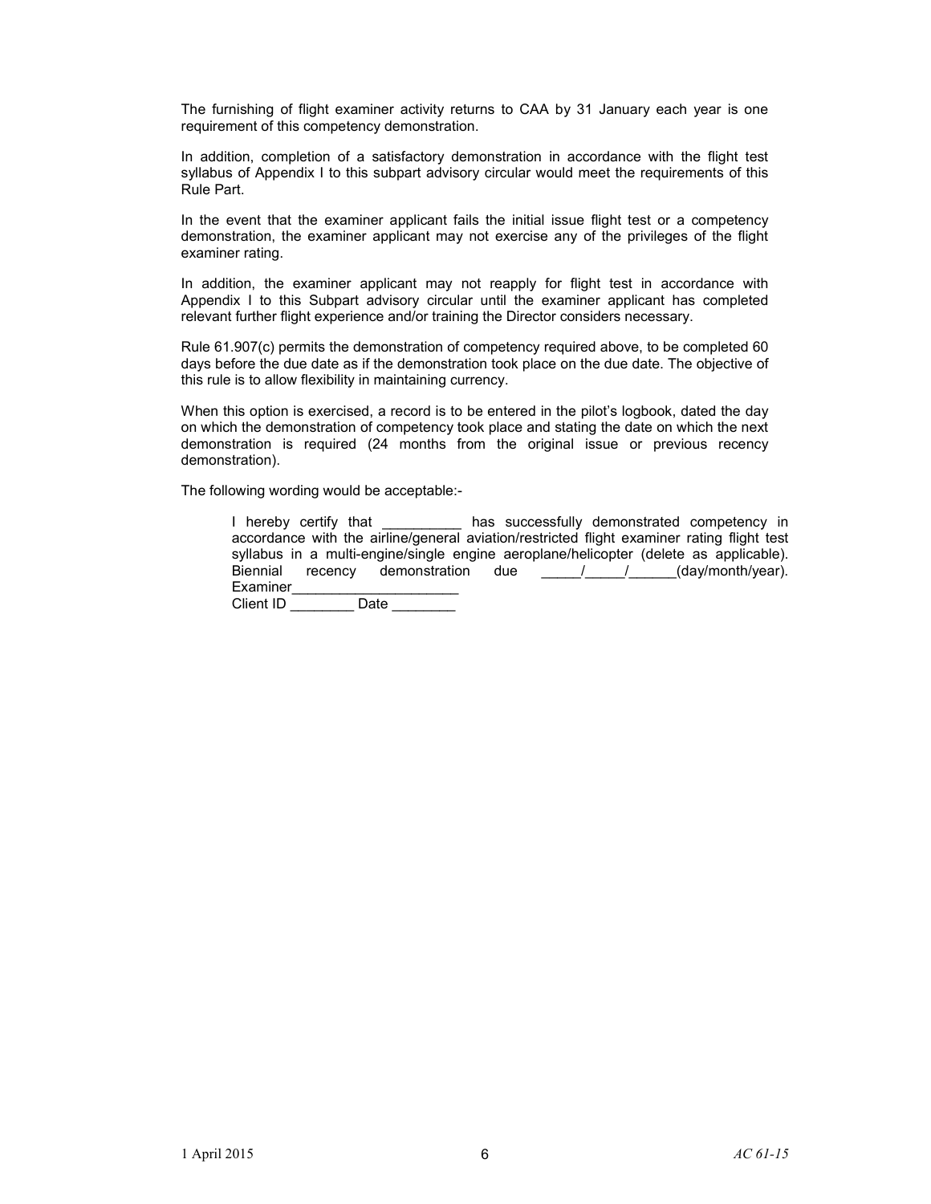The furnishing of flight examiner activity returns to CAA by 31 January each year is one requirement of this competency demonstration.

In addition, completion of a satisfactory demonstration in accordance with the flight test syllabus of Appendix I to this subpart advisory circular would meet the requirements of this Rule Part.

In the event that the examiner applicant fails the initial issue flight test or a competency demonstration, the examiner applicant may not exercise any of the privileges of the flight examiner rating.

In addition, the examiner applicant may not reapply for flight test in accordance with Appendix I to this Subpart advisory circular until the examiner applicant has completed relevant further flight experience and/or training the Director considers necessary.

Rule 61.907(c) permits the demonstration of competency required above, to be completed 60 days before the due date as if the demonstration took place on the due date. The objective of this rule is to allow flexibility in maintaining currency.

When this option is exercised, a record is to be entered in the pilot's logbook, dated the day on which the demonstration of competency took place and stating the date on which the next demonstration is required (24 months from the original issue or previous recency demonstration).

The following wording would be acceptable:-

> I hereby certify that __________ has successfully demonstrated competency in accordance with the airline/general aviation/restricted flight examiner rating flight test syllabus in a multi-engine/single engine aeroplane/helicopter (delete as applicable). Biennial recency demonstration due _____/_____/______(day/month/year).
> Examiner_____________________
> Client ID ________ Date ________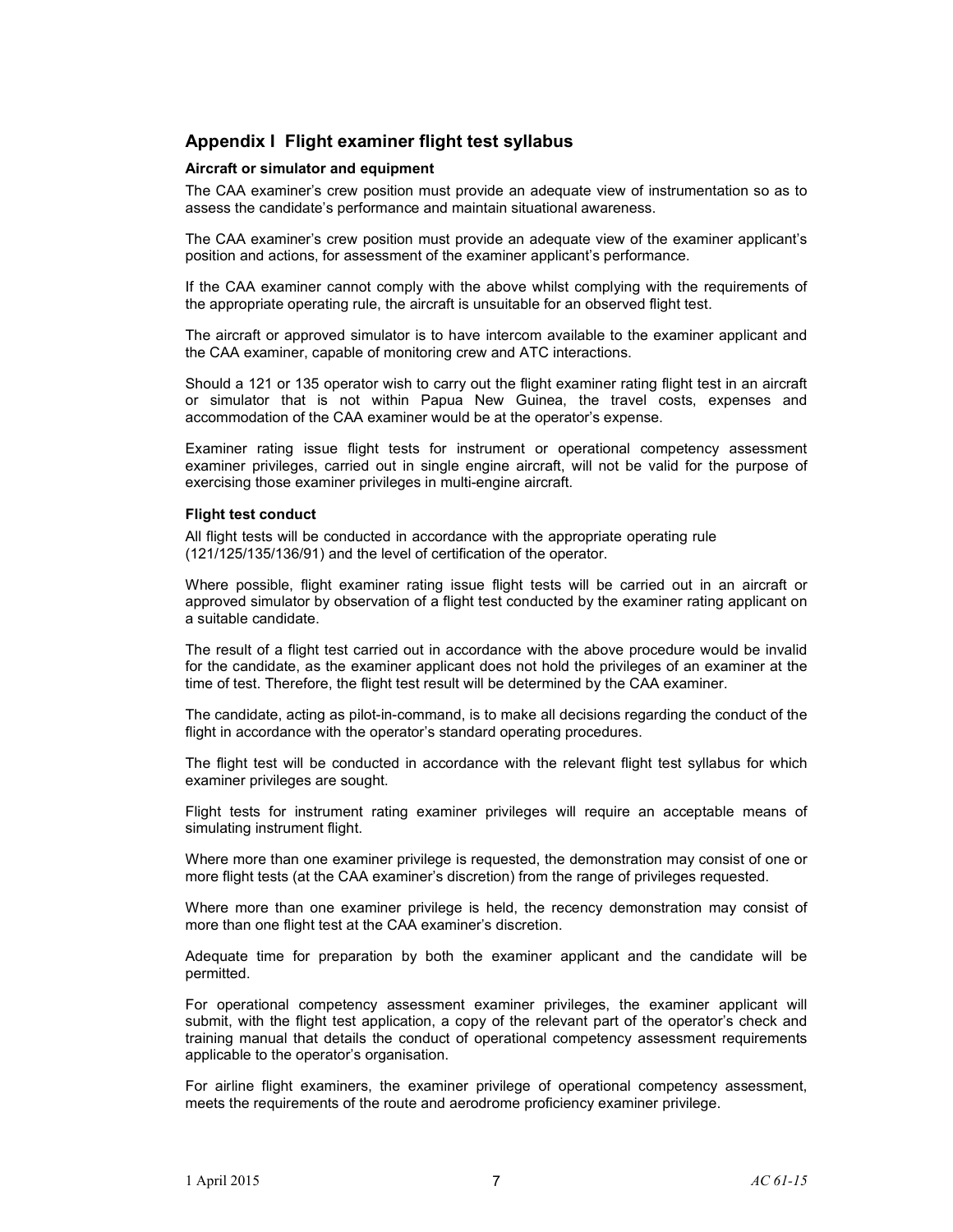## Appendix I Flight examiner flight test syllabus

### Aircraft or simulator and equipment

The CAA examiner's crew position must provide an adequate view of instrumentation so as to assess the candidate's performance and maintain situational awareness.

The CAA examiner's crew position must provide an adequate view of the examiner applicant's position and actions, for assessment of the examiner applicant's performance.

If the CAA examiner cannot comply with the above whilst complying with the requirements of the appropriate operating rule, the aircraft is unsuitable for an observed flight test.

The aircraft or approved simulator is to have intercom available to the examiner applicant and the CAA examiner, capable of monitoring crew and ATC interactions.

Should a 121 or 135 operator wish to carry out the flight examiner rating flight test in an aircraft or simulator that is not within Papua New Guinea, the travel costs, expenses and accommodation of the CAA examiner would be at the operator's expense.

Examiner rating issue flight tests for instrument or operational competency assessment examiner privileges, carried out in single engine aircraft, will not be valid for the purpose of exercising those examiner privileges in multi-engine aircraft.

### Flight test conduct

All flight tests will be conducted in accordance with the appropriate operating rule (121/125/135/136/91) and the level of certification of the operator.

Where possible, flight examiner rating issue flight tests will be carried out in an aircraft or approved simulator by observation of a flight test conducted by the examiner rating applicant on a suitable candidate.

The result of a flight test carried out in accordance with the above procedure would be invalid for the candidate, as the examiner applicant does not hold the privileges of an examiner at the time of test. Therefore, the flight test result will be determined by the CAA examiner.

The candidate, acting as pilot-in-command, is to make all decisions regarding the conduct of the flight in accordance with the operator's standard operating procedures.

The flight test will be conducted in accordance with the relevant flight test syllabus for which examiner privileges are sought.

Flight tests for instrument rating examiner privileges will require an acceptable means of simulating instrument flight.

Where more than one examiner privilege is requested, the demonstration may consist of one or more flight tests (at the CAA examiner's discretion) from the range of privileges requested.

Where more than one examiner privilege is held, the recency demonstration may consist of more than one flight test at the CAA examiner's discretion.

Adequate time for preparation by both the examiner applicant and the candidate will be permitted.

For operational competency assessment examiner privileges, the examiner applicant will submit, with the flight test application, a copy of the relevant part of the operator's check and training manual that details the conduct of operational competency assessment requirements applicable to the operator's organisation.

For airline flight examiners, the examiner privilege of operational competency assessment, meets the requirements of the route and aerodrome proficiency examiner privilege.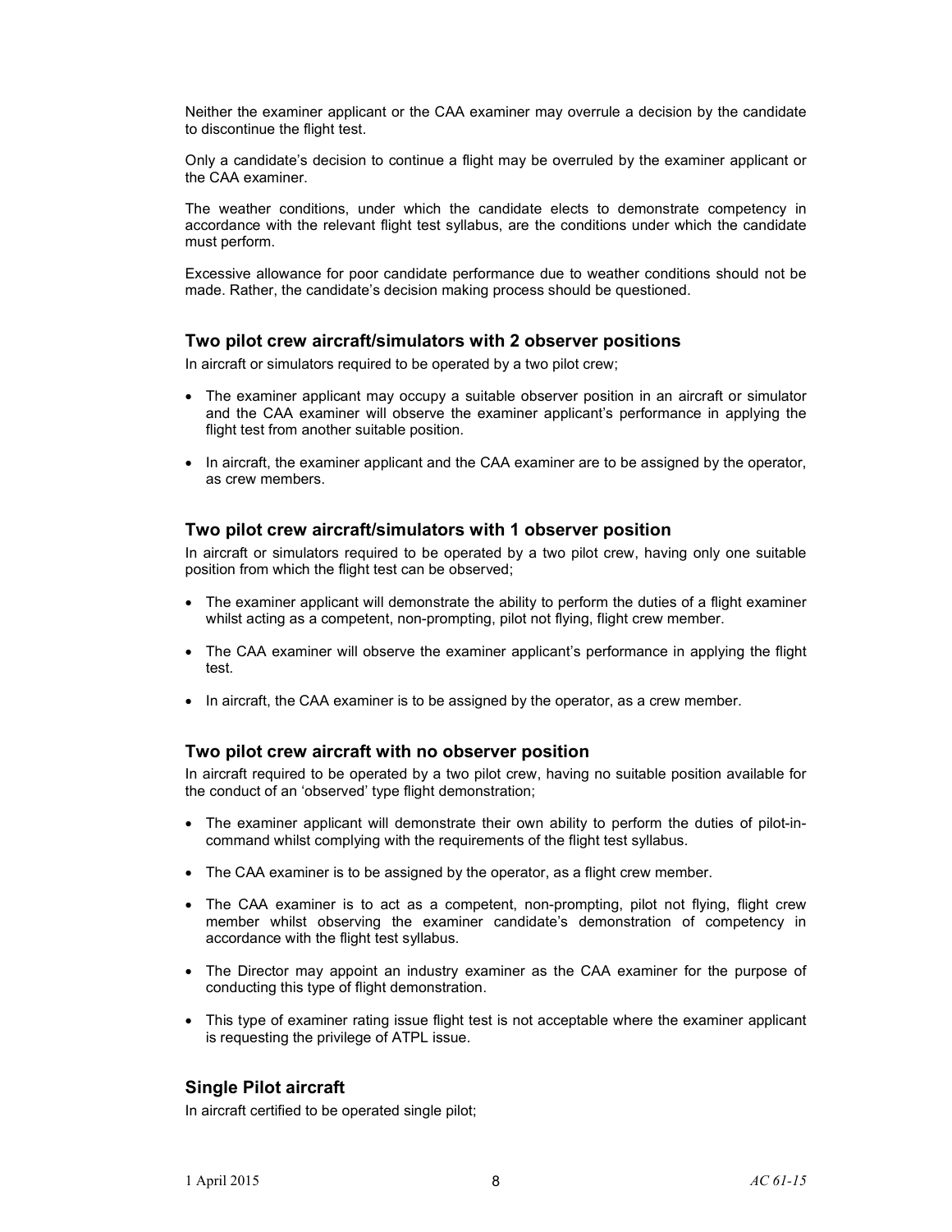Neither the examiner applicant or the CAA examiner may overrule a decision by the candidate to discontinue the flight test.

Only a candidate's decision to continue a flight may be overruled by the examiner applicant or the CAA examiner.

The weather conditions, under which the candidate elects to demonstrate competency in accordance with the relevant flight test syllabus, are the conditions under which the candidate must perform.

Excessive allowance for poor candidate performance due to weather conditions should not be made. Rather, the candidate's decision making process should be questioned.

### Two pilot crew aircraft/simulators with 2 observer positions

In aircraft or simulators required to be operated by a two pilot crew;

- The examiner applicant may occupy a suitable observer position in an aircraft or simulator and the CAA examiner will observe the examiner applicant's performance in applying the flight test from another suitable position.
- In aircraft, the examiner applicant and the CAA examiner are to be assigned by the operator, as crew members.

### Two pilot crew aircraft/simulators with 1 observer position

In aircraft or simulators required to be operated by a two pilot crew, having only one suitable position from which the flight test can be observed;

- The examiner applicant will demonstrate the ability to perform the duties of a flight examiner whilst acting as a competent, non-prompting, pilot not flying, flight crew member.
- The CAA examiner will observe the examiner applicant's performance in applying the flight test.
- In aircraft, the CAA examiner is to be assigned by the operator, as a crew member.

### Two pilot crew aircraft with no observer position

In aircraft required to be operated by a two pilot crew, having no suitable position available for the conduct of an 'observed' type flight demonstration;

- The examiner applicant will demonstrate their own ability to perform the duties of pilot-in-command whilst complying with the requirements of the flight test syllabus.
- The CAA examiner is to be assigned by the operator, as a flight crew member.
- The CAA examiner is to act as a competent, non-prompting, pilot not flying, flight crew member whilst observing the examiner candidate's demonstration of competency in accordance with the flight test syllabus.
- The Director may appoint an industry examiner as the CAA examiner for the purpose of conducting this type of flight demonstration.
- This type of examiner rating issue flight test is not acceptable where the examiner applicant is requesting the privilege of ATPL issue.

### Single Pilot aircraft

In aircraft certified to be operated single pilot;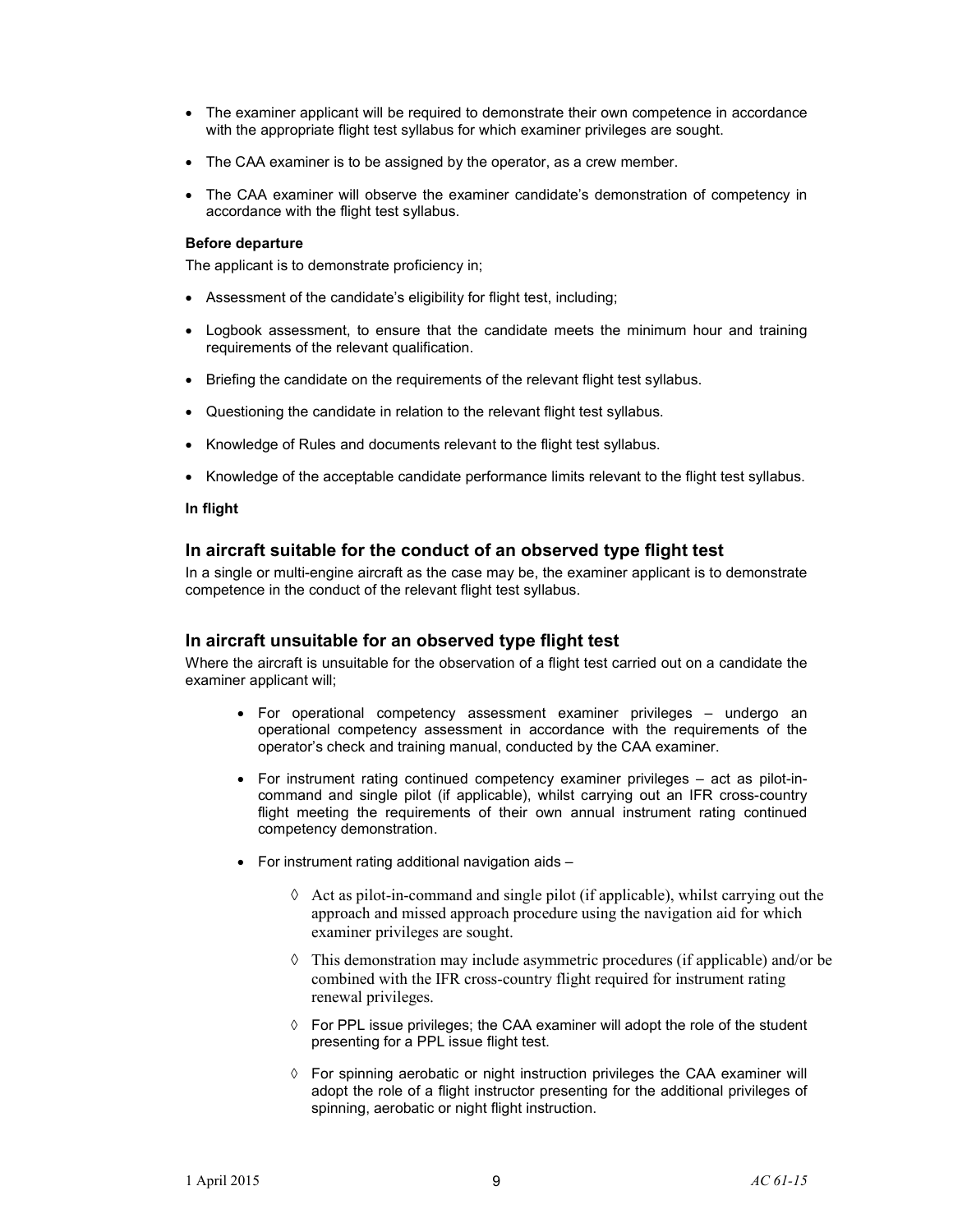- The examiner applicant will be required to demonstrate their own competence in accordance with the appropriate flight test syllabus for which examiner privileges are sought.
- The CAA examiner is to be assigned by the operator, as a crew member.
- The CAA examiner will observe the examiner candidate's demonstration of competency in accordance with the flight test syllabus.

**Before departure**

The applicant is to demonstrate proficiency in;

- Assessment of the candidate's eligibility for flight test, including;
- Logbook assessment, to ensure that the candidate meets the minimum hour and training requirements of the relevant qualification.
- Briefing the candidate on the requirements of the relevant flight test syllabus.
- Questioning the candidate in relation to the relevant flight test syllabus.
- Knowledge of Rules and documents relevant to the flight test syllabus.
- Knowledge of the acceptable candidate performance limits relevant to the flight test syllabus.

**In flight**

## In aircraft suitable for the conduct of an observed type flight test

In a single or multi-engine aircraft as the case may be, the examiner applicant is to demonstrate competence in the conduct of the relevant flight test syllabus.

## In aircraft unsuitable for an observed type flight test

Where the aircraft is unsuitable for the observation of a flight test carried out on a candidate the examiner applicant will;

- For operational competency assessment examiner privileges – undergo an operational competency assessment in accordance with the requirements of the operator's check and training manual, conducted by the CAA examiner.
- For instrument rating continued competency examiner privileges – act as pilot-in-command and single pilot (if applicable), whilst carrying out an IFR cross-country flight meeting the requirements of their own annual instrument rating continued competency demonstration.
- For instrument rating additional navigation aids –
  - ◊ Act as pilot-in-command and single pilot (if applicable), whilst carrying out the approach and missed approach procedure using the navigation aid for which examiner privileges are sought.
  - ◊ This demonstration may include asymmetric procedures (if applicable) and/or be combined with the IFR cross-country flight required for instrument rating renewal privileges.
  - ◊ For PPL issue privileges; the CAA examiner will adopt the role of the student presenting for a PPL issue flight test.
  - ◊ For spinning aerobatic or night instruction privileges the CAA examiner will adopt the role of a flight instructor presenting for the additional privileges of spinning, aerobatic or night flight instruction.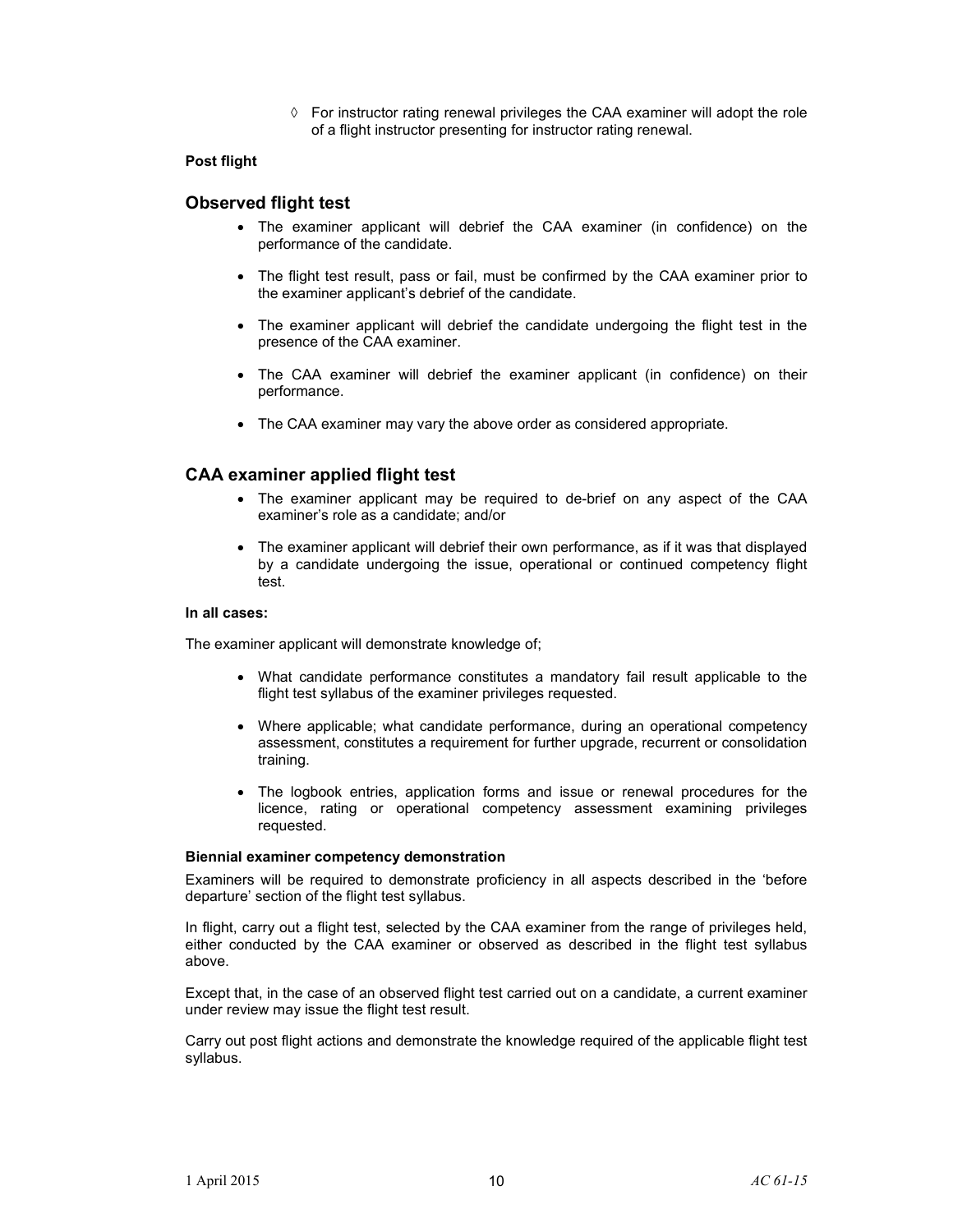- ◊ For instructor rating renewal privileges the CAA examiner will adopt the role of a flight instructor presenting for instructor rating renewal.

**Post flight**

## Observed flight test

- The examiner applicant will debrief the CAA examiner (in confidence) on the performance of the candidate.
- The flight test result, pass or fail, must be confirmed by the CAA examiner prior to the examiner applicant's debrief of the candidate.
- The examiner applicant will debrief the candidate undergoing the flight test in the presence of the CAA examiner.
- The CAA examiner will debrief the examiner applicant (in confidence) on their performance.
- The CAA examiner may vary the above order as considered appropriate.

## CAA examiner applied flight test

- The examiner applicant may be required to de-brief on any aspect of the CAA examiner's role as a candidate; and/or
- The examiner applicant will debrief their own performance, as if it was that displayed by a candidate undergoing the issue, operational or continued competency flight test.

**In all cases:**

The examiner applicant will demonstrate knowledge of;

- What candidate performance constitutes a mandatory fail result applicable to the flight test syllabus of the examiner privileges requested.
- Where applicable; what candidate performance, during an operational competency assessment, constitutes a requirement for further upgrade, recurrent or consolidation training.
- The logbook entries, application forms and issue or renewal procedures for the licence, rating or operational competency assessment examining privileges requested.

**Biennial examiner competency demonstration**

Examiners will be required to demonstrate proficiency in all aspects described in the 'before departure' section of the flight test syllabus.

In flight, carry out a flight test, selected by the CAA examiner from the range of privileges held, either conducted by the CAA examiner or observed as described in the flight test syllabus above.

Except that, in the case of an observed flight test carried out on a candidate, a current examiner under review may issue the flight test result.

Carry out post flight actions and demonstrate the knowledge required of the applicable flight test syllabus.